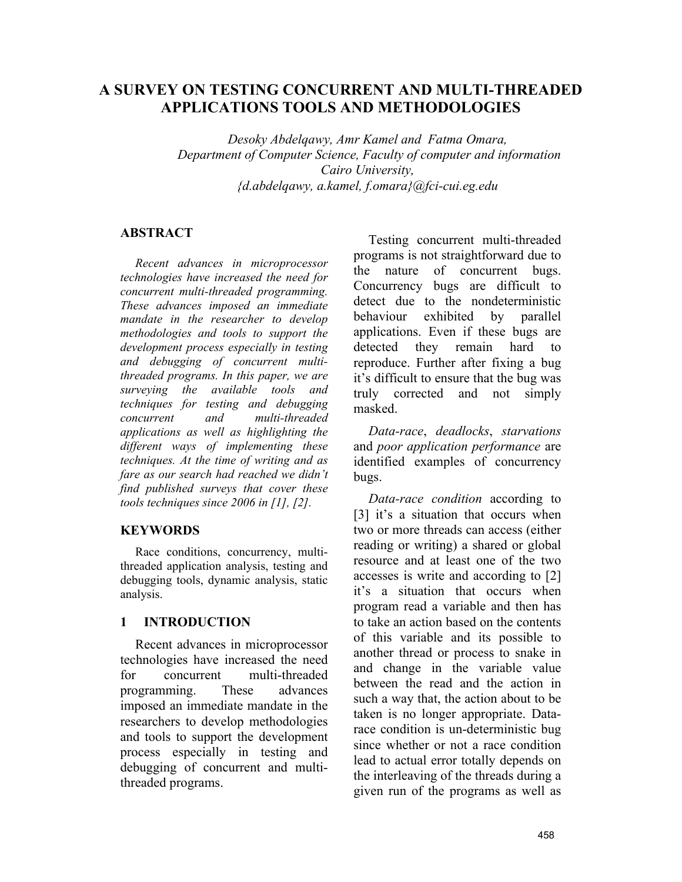# A SURVEY ON TESTING CONCURRENT AND MULTI-THREADED APPLICATIONS TOOLS AND METHODOLOGIES

*Desoky Abdelqawy, Amr Kamel and Fatma Omara,*
*Department of Computer Science, Faculty of computer and information*
*Cairo University,*
*{d.abdelqawy, a.kamel, f.omara}@fci-cui.eg.edu*

## ABSTRACT

*Recent advances in microprocessor technologies have increased the need for concurrent multi-threaded programming. These advances imposed an immediate mandate in the researcher to develop methodologies and tools to support the development process especially in testing and debugging of concurrent multi-threaded programs. In this paper, we are surveying the available tools and techniques for testing and debugging concurrent and multi-threaded applications as well as highlighting the different ways of implementing these techniques. At the time of writing and as fare as our search had reached we didn't find published surveys that cover these tools techniques since 2006 in [1], [2].*

## KEYWORDS

Race conditions, concurrency, multi-threaded application analysis, testing and debugging tools, dynamic analysis, static analysis.

## 1 INTRODUCTION

Recent advances in microprocessor technologies have increased the need for concurrent multi-threaded programming. These advances imposed an immediate mandate in the researchers to develop methodologies and tools to support the development process especially in testing and debugging of concurrent and multi-threaded programs.

Testing concurrent multi-threaded programs is not straightforward due to the nature of concurrent bugs. Concurrency bugs are difficult to detect due to the nondeterministic behaviour exhibited by parallel applications. Even if these bugs are detected they remain hard to reproduce. Further after fixing a bug it's difficult to ensure that the bug was truly corrected and not simply masked.

*Data-race*, *deadlocks*, *starvations* and *poor application performance* are identified examples of concurrency bugs.

*Data-race condition* according to [3] it's a situation that occurs when two or more threads can access (either reading or writing) a shared or global resource and at least one of the two accesses is write and according to [2] it's a situation that occurs when program read a variable and then has to take an action based on the contents of this variable and its possible to another thread or process to snake in and change in the variable value between the read and the action in such a way that, the action about to be taken is no longer appropriate. Data-race condition is un-deterministic bug since whether or not a race condition lead to actual error totally depends on the interleaving of the threads during a given run of the programs as well as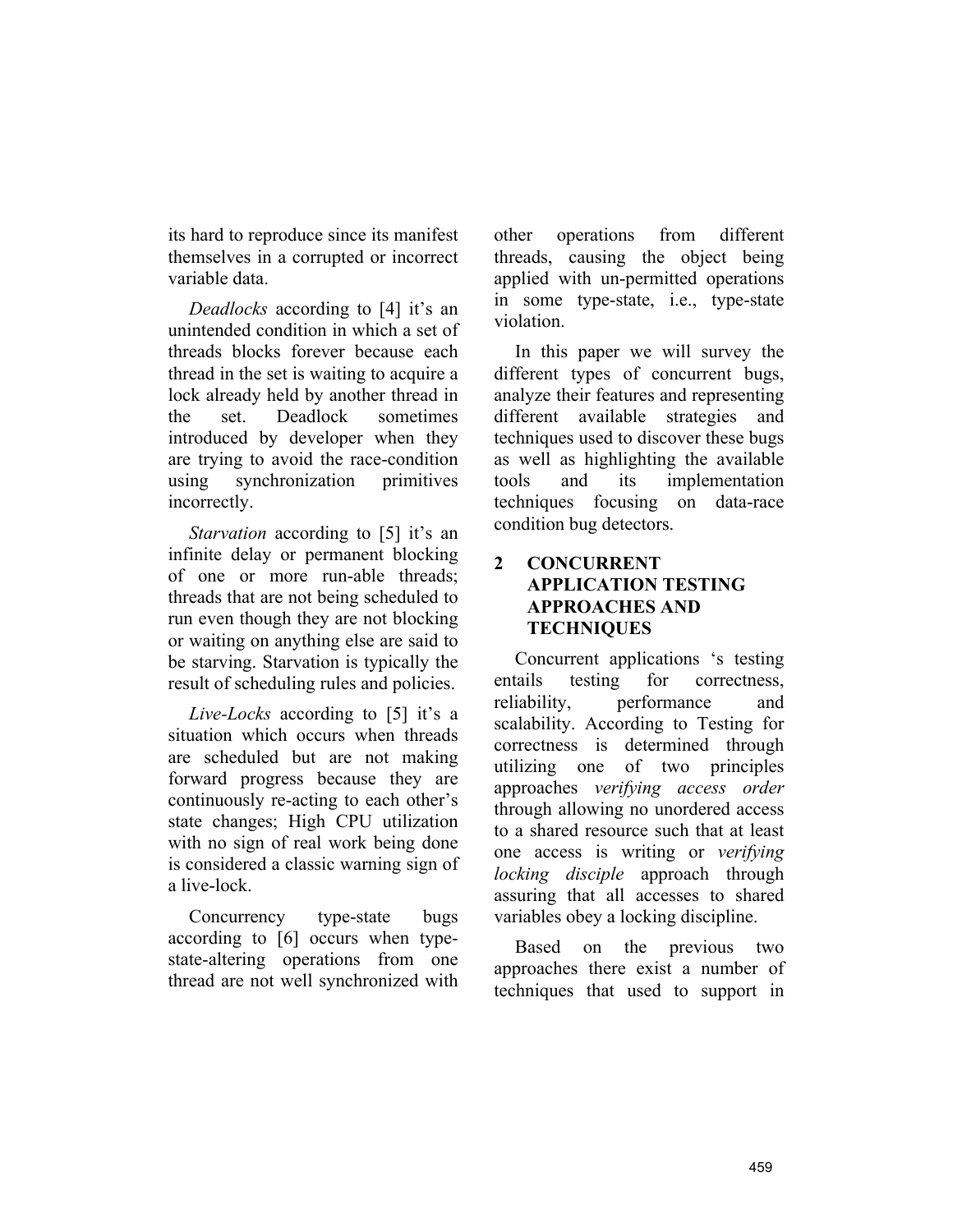its hard to reproduce since its manifest themselves in a corrupted or incorrect variable data.

*Deadlocks* according to [4] it's an unintended condition in which a set of threads blocks forever because each thread in the set is waiting to acquire a lock already held by another thread in the set. Deadlock sometimes introduced by developer when they are trying to avoid the race-condition using synchronization primitives incorrectly.

*Starvation* according to [5] it's an infinite delay or permanent blocking of one or more run-able threads; threads that are not being scheduled to run even though they are not blocking or waiting on anything else are said to be starving. Starvation is typically the result of scheduling rules and policies.

*Live-Locks* according to [5] it's a situation which occurs when threads are scheduled but are not making forward progress because they are continuously re-acting to each other's state changes; High CPU utilization with no sign of real work being done is considered a classic warning sign of a live-lock.

Concurrency type-state bugs according to [6] occurs when type-state-altering operations from one thread are not well synchronized with other operations from different threads, causing the object being applied with un-permitted operations in some type-state, i.e., type-state violation.

In this paper we will survey the different types of concurrent bugs, analyze their features and representing different available strategies and techniques used to discover these bugs as well as highlighting the available tools and its implementation techniques focusing on data-race condition bug detectors.

## 2 CONCURRENT APPLICATION TESTING APPROACHES AND TECHNIQUES

Concurrent applications 's testing entails testing for correctness, reliability, performance and scalability. According to Testing for correctness is determined through utilizing one of two principles approaches *verifying access order* through allowing no unordered access to a shared resource such that at least one access is writing or *verifying locking disciple* approach through assuring that all accesses to shared variables obey a locking discipline.

Based on the previous two approaches there exist a number of techniques that used to support in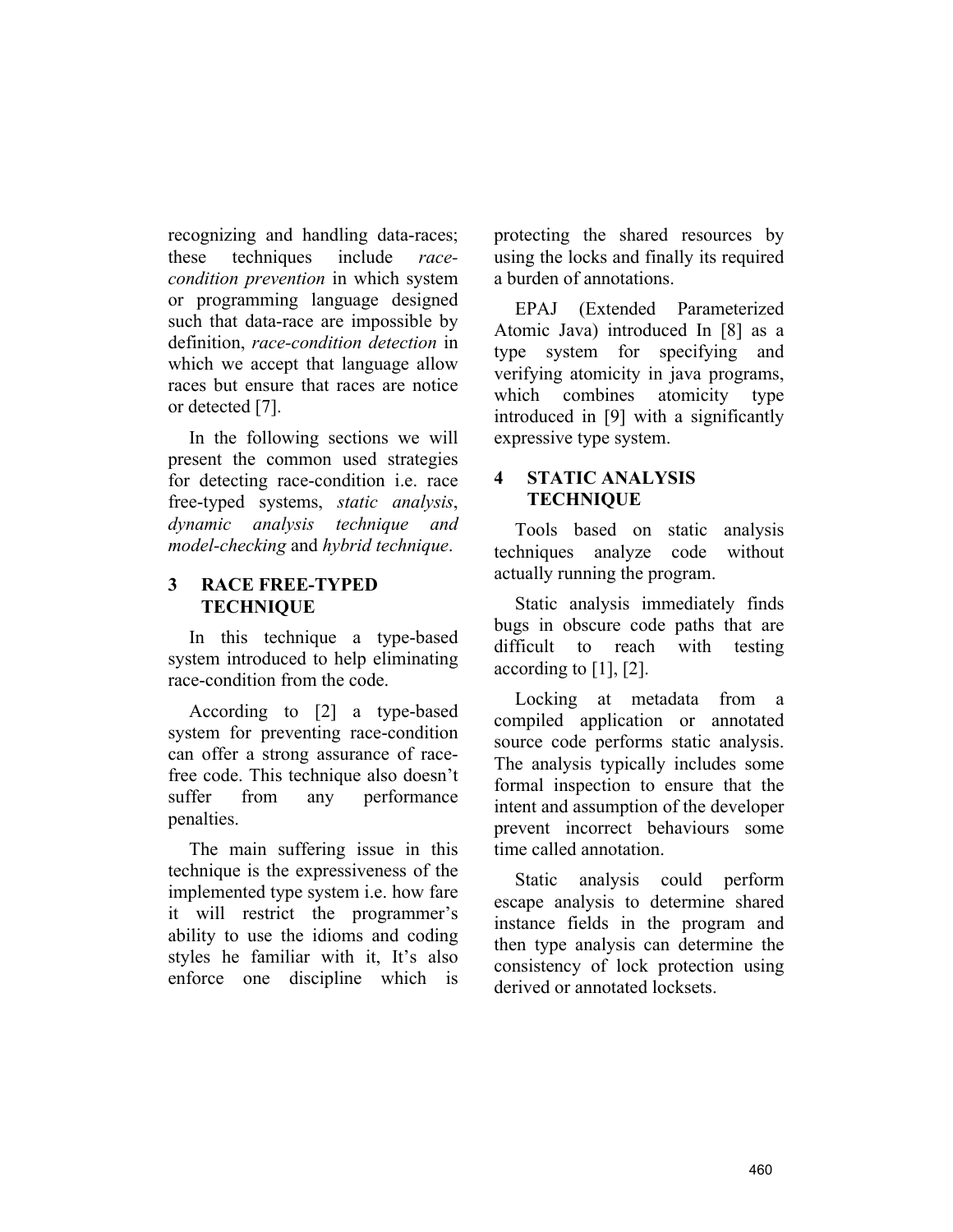recognizing and handling data-races; these techniques include *race-condition prevention* in which system or programming language designed such that data-race are impossible by definition, *race-condition detection* in which we accept that language allow races but ensure that races are notice or detected [7].

In the following sections we will present the common used strategies for detecting race-condition i.e. race free-typed systems, *static analysis*, *dynamic analysis technique and model-checking* and *hybrid technique*.

## 3 RACE FREE-TYPED TECHNIQUE

In this technique a type-based system introduced to help eliminating race-condition from the code.

According to [2] a type-based system for preventing race-condition can offer a strong assurance of race-free code. This technique also doesn't suffer from any performance penalties.

The main suffering issue in this technique is the expressiveness of the implemented type system i.e. how fare it will restrict the programmer's ability to use the idioms and coding styles he familiar with it, It's also enforce one discipline which is protecting the shared resources by using the locks and finally its required a burden of annotations.

EPAJ (Extended Parameterized Atomic Java) introduced In [8] as a type system for specifying and verifying atomicity in java programs, which combines atomicity type introduced in [9] with a significantly expressive type system.

## 4 STATIC ANALYSIS TECHNIQUE

Tools based on static analysis techniques analyze code without actually running the program.

Static analysis immediately finds bugs in obscure code paths that are difficult to reach with testing according to [1], [2].

Locking at metadata from a compiled application or annotated source code performs static analysis. The analysis typically includes some formal inspection to ensure that the intent and assumption of the developer prevent incorrect behaviours some time called annotation.

Static analysis could perform escape analysis to determine shared instance fields in the program and then type analysis can determine the consistency of lock protection using derived or annotated locksets.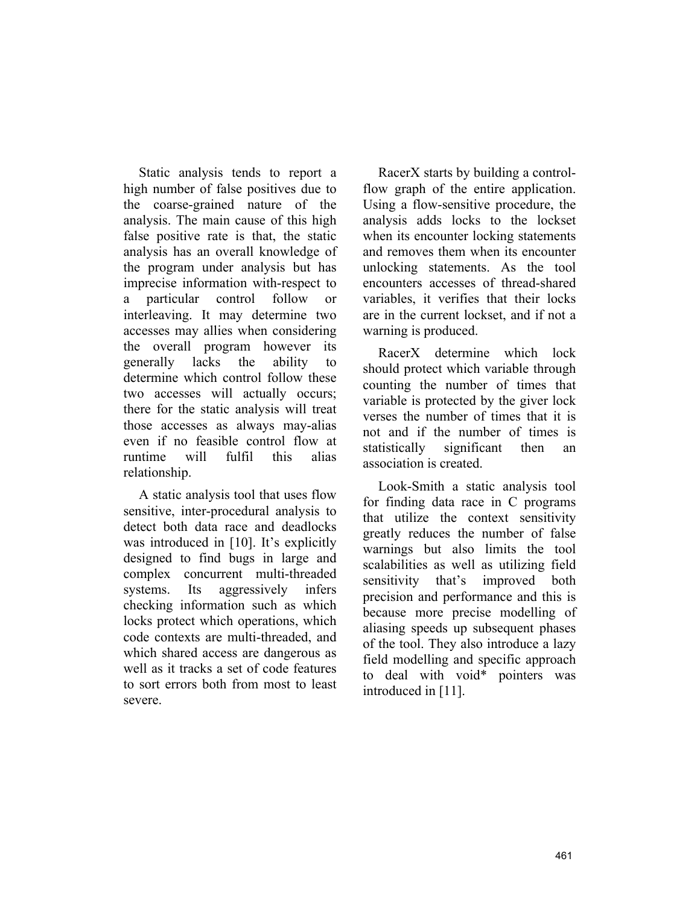Static analysis tends to report a high number of false positives due to the coarse-grained nature of the analysis. The main cause of this high false positive rate is that, the static analysis has an overall knowledge of the program under analysis but has imprecise information with-respect to a particular control follow or interleaving. It may determine two accesses may allies when considering the overall program however its generally lacks the ability to determine which control follow these two accesses will actually occurs; there for the static analysis will treat those accesses as always may-alias even if no feasible control flow at runtime will fulfil this alias relationship.

A static analysis tool that uses flow sensitive, inter-procedural analysis to detect both data race and deadlocks was introduced in [10]. It's explicitly designed to find bugs in large and complex concurrent multi-threaded systems. Its aggressively infers checking information such as which locks protect which operations, which code contexts are multi-threaded, and which shared access are dangerous as well as it tracks a set of code features to sort errors both from most to least severe.

RacerX starts by building a control-flow graph of the entire application. Using a flow-sensitive procedure, the analysis adds locks to the lockset when its encounter locking statements and removes them when its encounter unlocking statements. As the tool encounters accesses of thread-shared variables, it verifies that their locks are in the current lockset, and if not a warning is produced.

RacerX determine which lock should protect which variable through counting the number of times that variable is protected by the giver lock verses the number of times that it is not and if the number of times is statistically significant then an association is created.

Look-Smith a static analysis tool for finding data race in C programs that utilize the context sensitivity greatly reduces the number of false warnings but also limits the tool scalabilities as well as utilizing field sensitivity that's improved both precision and performance and this is because more precise modelling of aliasing speeds up subsequent phases of the tool. They also introduce a lazy field modelling and specific approach to deal with void* pointers was introduced in [11].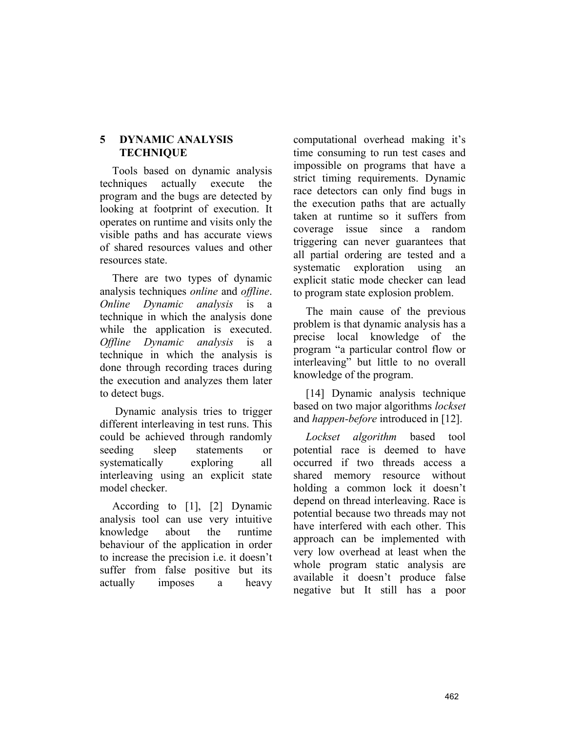## 5 DYNAMIC ANALYSIS TECHNIQUE

Tools based on dynamic analysis techniques actually execute the program and the bugs are detected by looking at footprint of execution. It operates on runtime and visits only the visible paths and has accurate views of shared resources values and other resources state.

There are two types of dynamic analysis techniques *online* and *offline*. *Online Dynamic analysis* is a technique in which the analysis done while the application is executed. *Offline Dynamic analysis* is a technique in which the analysis is done through recording traces during the execution and analyzes them later to detect bugs.

Dynamic analysis tries to trigger different interleaving in test runs. This could be achieved through randomly seeding sleep statements or systematically exploring all interleaving using an explicit state model checker.

According to [1], [2] Dynamic analysis tool can use very intuitive knowledge about the runtime behaviour of the application in order to increase the precision i.e. it doesn't suffer from false positive but its actually imposes a heavy computational overhead making it's time consuming to run test cases and impossible on programs that have a strict timing requirements. Dynamic race detectors can only find bugs in the execution paths that are actually taken at runtime so it suffers from coverage issue since a random triggering can never guarantees that all partial ordering are tested and a systematic exploration using an explicit static mode checker can lead to program state explosion problem.

The main cause of the previous problem is that dynamic analysis has a precise local knowledge of the program "a particular control flow or interleaving" but little to no overall knowledge of the program.

[14] Dynamic analysis technique based on two major algorithms *lockset* and *happen-before* introduced in [12].

*Lockset algorithm* based tool potential race is deemed to have occurred if two threads access a shared memory resource without holding a common lock it doesn't depend on thread interleaving. Race is potential because two threads may not have interfered with each other. This approach can be implemented with very low overhead at least when the whole program static analysis are available it doesn't produce false negative but It still has a poor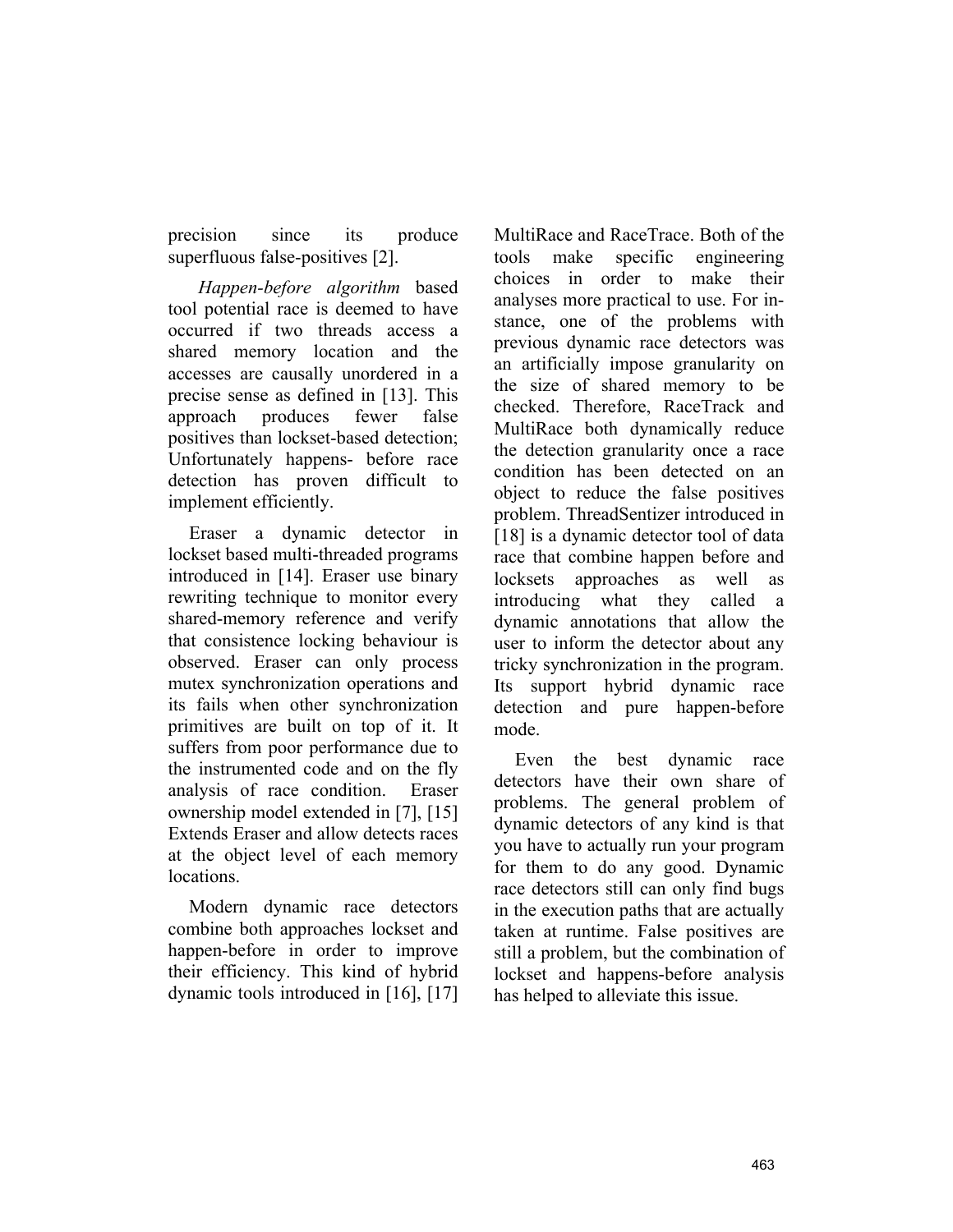precision since its produce superfluous false-positives [2].

*Happen-before algorithm* based tool potential race is deemed to have occurred if two threads access a shared memory location and the accesses are causally unordered in a precise sense as defined in [13]. This approach produces fewer false positives than lockset-based detection; Unfortunately happens- before race detection has proven difficult to implement efficiently.

Eraser a dynamic detector in lockset based multi-threaded programs introduced in [14]. Eraser use binary rewriting technique to monitor every shared-memory reference and verify that consistence locking behaviour is observed. Eraser can only process mutex synchronization operations and its fails when other synchronization primitives are built on top of it. It suffers from poor performance due to the instrumented code and on the fly analysis of race condition. Eraser ownership model extended in [7], [15] Extends Eraser and allow detects races at the object level of each memory locations.

Modern dynamic race detectors combine both approaches lockset and happen-before in order to improve their efficiency. This kind of hybrid dynamic tools introduced in [16], [17] MultiRace and RaceTrace. Both of the tools make specific engineering choices in order to make their analyses more practical to use. For instance, one of the problems with previous dynamic race detectors was an artificially impose granularity on the size of shared memory to be checked. Therefore, RaceTrack and MultiRace both dynamically reduce the detection granularity once a race condition has been detected on an object to reduce the false positives problem. ThreadSentizer introduced in [18] is a dynamic detector tool of data race that combine happen before and locksets approaches as well as introducing what they called a dynamic annotations that allow the user to inform the detector about any tricky synchronization in the program. Its support hybrid dynamic race detection and pure happen-before mode.

Even the best dynamic race detectors have their own share of problems. The general problem of dynamic detectors of any kind is that you have to actually run your program for them to do any good. Dynamic race detectors still can only find bugs in the execution paths that are actually taken at runtime. False positives are still a problem, but the combination of lockset and happens-before analysis has helped to alleviate this issue.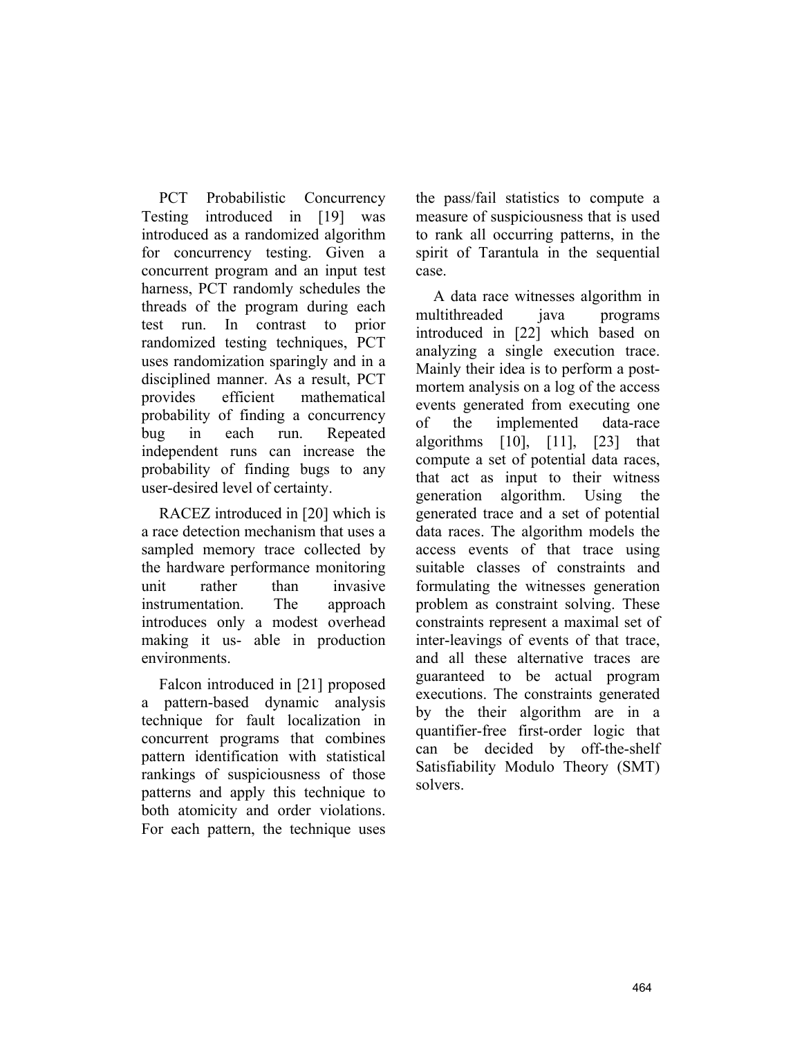PCT Probabilistic Concurrency Testing introduced in [19] was introduced as a randomized algorithm for concurrency testing. Given a concurrent program and an input test harness, PCT randomly schedules the threads of the program during each test run. In contrast to prior randomized testing techniques, PCT uses randomization sparingly and in a disciplined manner. As a result, PCT provides efficient mathematical probability of finding a concurrency bug in each run. Repeated independent runs can increase the probability of finding bugs to any user-desired level of certainty.

RACEZ introduced in [20] which is a race detection mechanism that uses a sampled memory trace collected by the hardware performance monitoring unit rather than invasive instrumentation. The approach introduces only a modest overhead making it us- able in production environments.

Falcon introduced in [21] proposed a pattern-based dynamic analysis technique for fault localization in concurrent programs that combines pattern identification with statistical rankings of suspiciousness of those patterns and apply this technique to both atomicity and order violations. For each pattern, the technique uses the pass/fail statistics to compute a measure of suspiciousness that is used to rank all occurring patterns, in the spirit of Tarantula in the sequential case.

A data race witnesses algorithm in multithreaded java programs introduced in [22] which based on analyzing a single execution trace. Mainly their idea is to perform a post-mortem analysis on a log of the access events generated from executing one of the implemented data-race algorithms [10], [11], [23] that compute a set of potential data races, that act as input to their witness generation algorithm. Using the generated trace and a set of potential data races. The algorithm models the access events of that trace using suitable classes of constraints and formulating the witnesses generation problem as constraint solving. These constraints represent a maximal set of inter-leavings of events of that trace, and all these alternative traces are guaranteed to be actual program executions. The constraints generated by the their algorithm are in a quantifier-free first-order logic that can be decided by off-the-shelf Satisfiability Modulo Theory (SMT) solvers.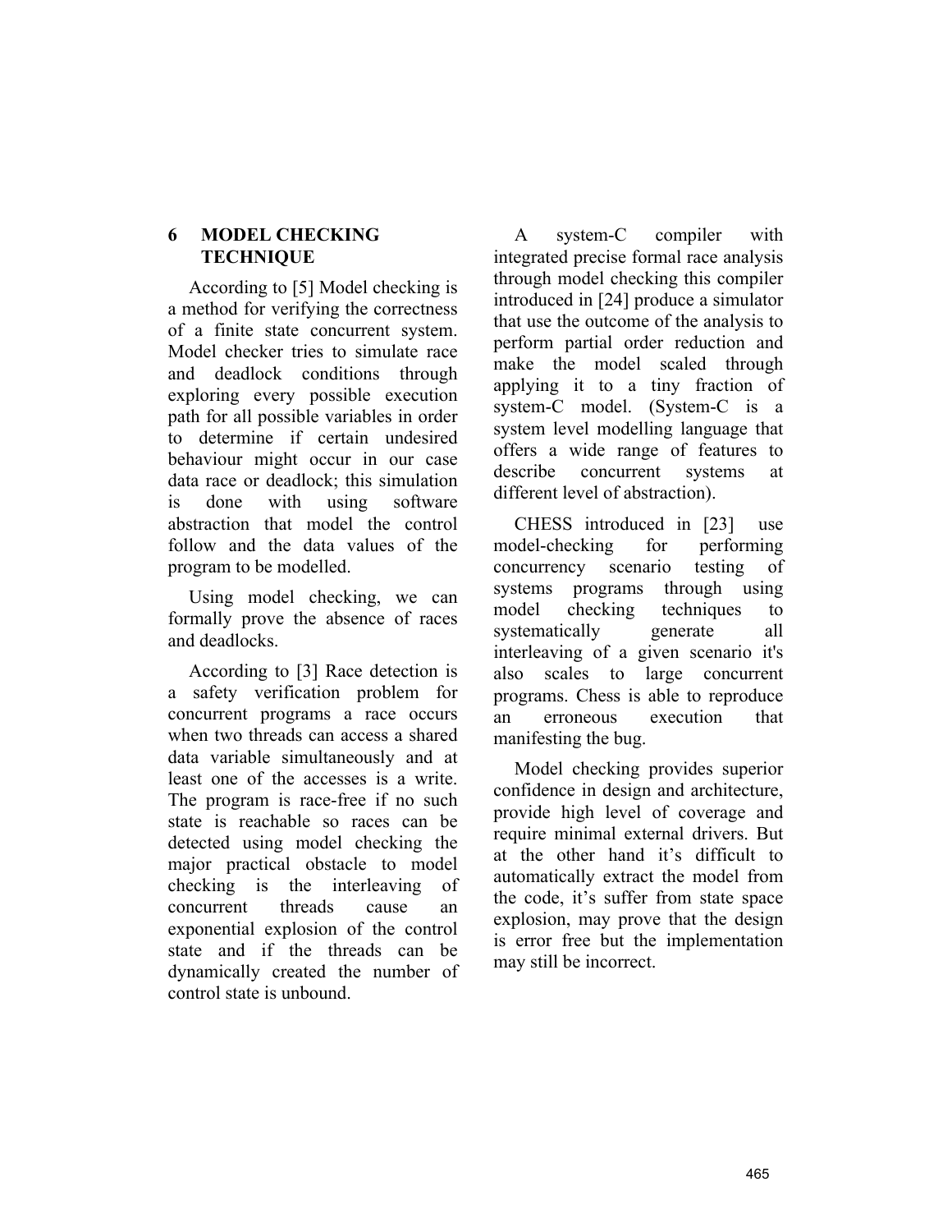## 6 MODEL CHECKING TECHNIQUE

According to [5] Model checking is a method for verifying the correctness of a finite state concurrent system. Model checker tries to simulate race and deadlock conditions through exploring every possible execution path for all possible variables in order to determine if certain undesired behaviour might occur in our case data race or deadlock; this simulation is done with using software abstraction that model the control follow and the data values of the program to be modelled.

Using model checking, we can formally prove the absence of races and deadlocks.

According to [3] Race detection is a safety verification problem for concurrent programs a race occurs when two threads can access a shared data variable simultaneously and at least one of the accesses is a write. The program is race-free if no such state is reachable so races can be detected using model checking the major practical obstacle to model checking is the interleaving of concurrent threads cause an exponential explosion of the control state and if the threads can be dynamically created the number of control state is unbound.

A system-C compiler with integrated precise formal race analysis through model checking this compiler introduced in [24] produce a simulator that use the outcome of the analysis to perform partial order reduction and make the model scaled through applying it to a tiny fraction of system-C model. (System-C is a system level modelling language that offers a wide range of features to describe concurrent systems at different level of abstraction).

CHESS introduced in [23] use model-checking for performing concurrency scenario testing of systems programs through using model checking techniques to systematically generate all interleaving of a given scenario it's also scales to large concurrent programs. Chess is able to reproduce an erroneous execution that manifesting the bug.

Model checking provides superior confidence in design and architecture, provide high level of coverage and require minimal external drivers. But at the other hand it’s difficult to automatically extract the model from the code, it’s suffer from state space explosion, may prove that the design is error free but the implementation may still be incorrect.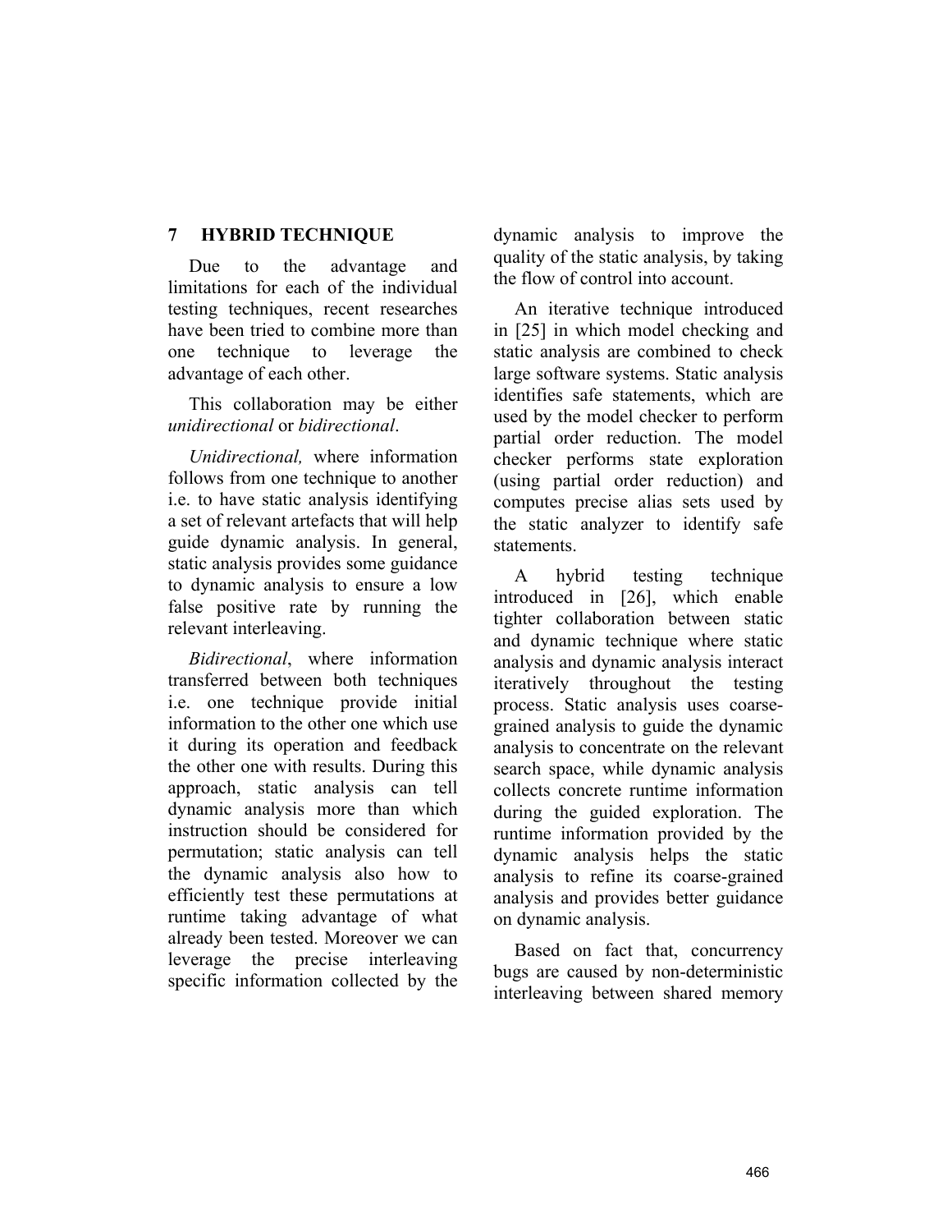## 7 HYBRID TECHNIQUE

Due to the advantage and limitations for each of the individual testing techniques, recent researches have been tried to combine more than one technique to leverage the advantage of each other.

This collaboration may be either *unidirectional* or *bidirectional*.

*Unidirectional,* where information follows from one technique to another i.e. to have static analysis identifying a set of relevant artefacts that will help guide dynamic analysis. In general, static analysis provides some guidance to dynamic analysis to ensure a low false positive rate by running the relevant interleaving.

*Bidirectional*, where information transferred between both techniques i.e. one technique provide initial information to the other one which use it during its operation and feedback the other one with results. During this approach, static analysis can tell dynamic analysis more than which instruction should be considered for permutation; static analysis can tell the dynamic analysis also how to efficiently test these permutations at runtime taking advantage of what already been tested. Moreover we can leverage the precise interleaving specific information collected by the dynamic analysis to improve the quality of the static analysis, by taking the flow of control into account.

An iterative technique introduced in [25] in which model checking and static analysis are combined to check large software systems. Static analysis identifies safe statements, which are used by the model checker to perform partial order reduction. The model checker performs state exploration (using partial order reduction) and computes precise alias sets used by the static analyzer to identify safe statements.

A hybrid testing technique introduced in [26], which enable tighter collaboration between static and dynamic technique where static analysis and dynamic analysis interact iteratively throughout the testing process. Static analysis uses coarse-grained analysis to guide the dynamic analysis to concentrate on the relevant search space, while dynamic analysis collects concrete runtime information during the guided exploration. The runtime information provided by the dynamic analysis helps the static analysis to refine its coarse-grained analysis and provides better guidance on dynamic analysis.

Based on fact that, concurrency bugs are caused by non-deterministic interleaving between shared memory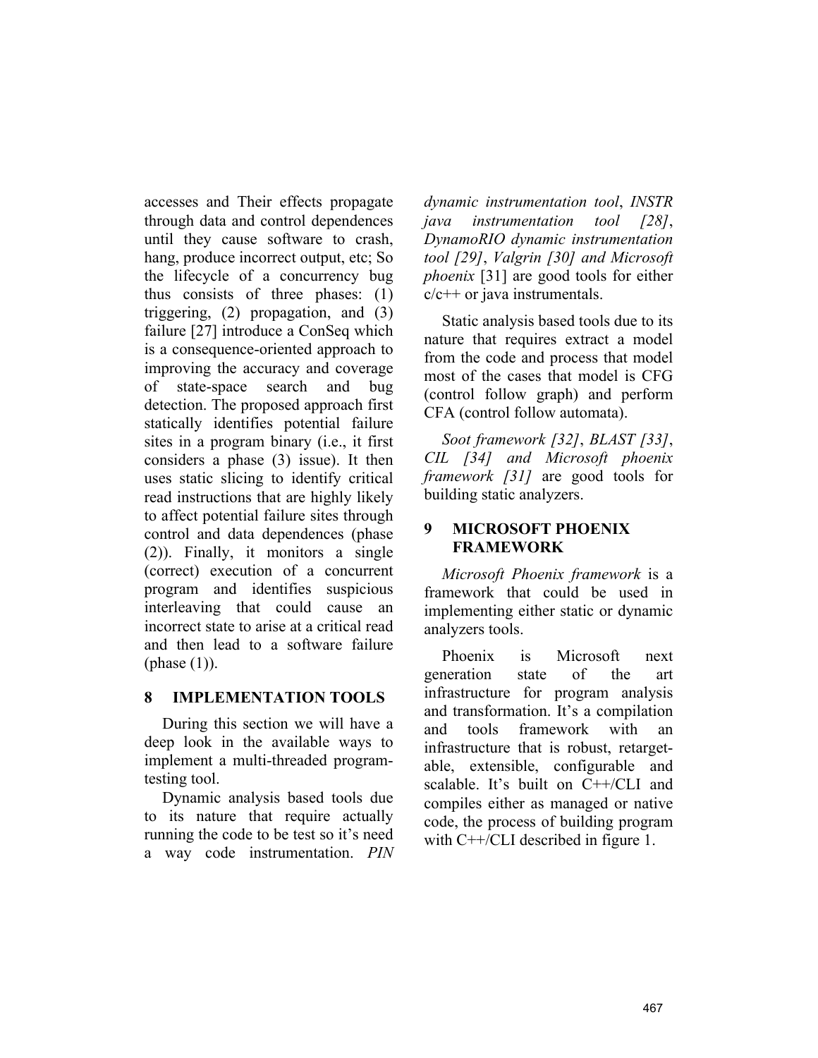accesses and Their effects propagate through data and control dependences until they cause software to crash, hang, produce incorrect output, etc; So the lifecycle of a concurrency bug thus consists of three phases: (1) triggering, (2) propagation, and (3) failure [27] introduce a ConSeq which is a consequence-oriented approach to improving the accuracy and coverage of state-space search and bug detection. The proposed approach first statically identifies potential failure sites in a program binary (i.e., it first considers a phase (3) issue). It then uses static slicing to identify critical read instructions that are highly likely to affect potential failure sites through control and data dependences (phase (2)). Finally, it monitors a single (correct) execution of a concurrent program and identifies suspicious interleaving that could cause an incorrect state to arise at a critical read and then lead to a software failure (phase (1)).

## 8 IMPLEMENTATION TOOLS

During this section we will have a deep look in the available ways to implement a multi-threaded program-testing tool.

Dynamic analysis based tools due to its nature that require actually running the code to be test so it's need a way code instrumentation. *PIN dynamic instrumentation tool*, *INSTR java instrumentation tool [28]*, *DynamoRIO dynamic instrumentation tool [29]*, *Valgrin [30] and Microsoft phoenix* [31] are good tools for either c/c++ or java instrumentals.

Static analysis based tools due to its nature that requires extract a model from the code and process that model most of the cases that model is CFG (control follow graph) and perform CFA (control follow automata).

*Soot framework [32]*, *BLAST [33]*, *CIL [34] and Microsoft phoenix framework [31]* are good tools for building static analyzers.

## 9 MICROSOFT PHOENIX FRAMEWORK

*Microsoft Phoenix framework* is a framework that could be used in implementing either static or dynamic analyzers tools.

Phoenix is Microsoft next generation state of the art infrastructure for program analysis and transformation. It's a compilation and tools framework with an infrastructure that is robust, retarget-able, extensible, configurable and scalable. It's built on C++/CLI and compiles either as managed or native code, the process of building program with C++/CLI described in figure 1.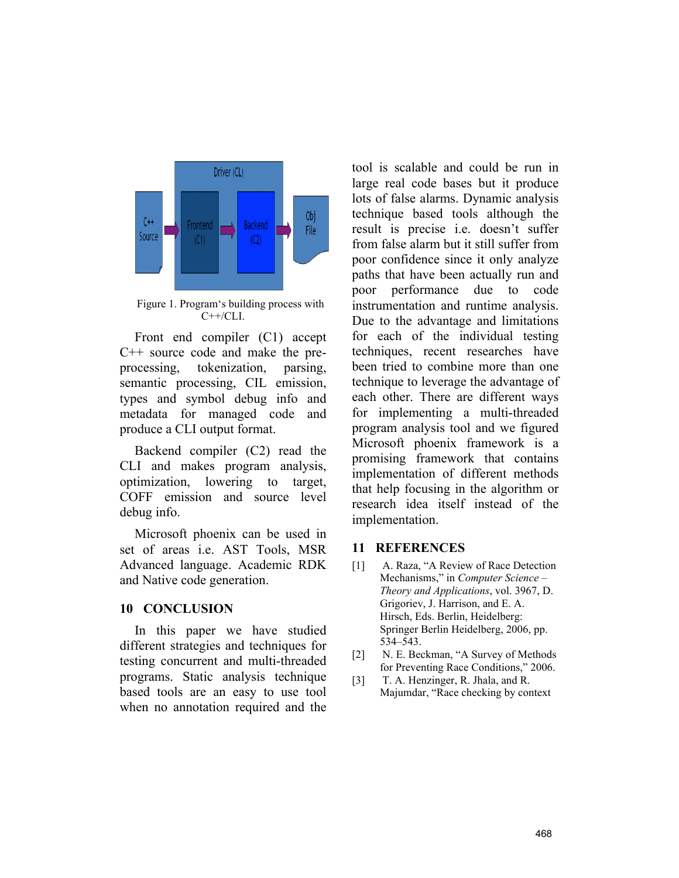Figure 1. Program's building process with C++/CLI.

Front end compiler (C1) accept C++ source code and make the pre-processing, tokenization, parsing, semantic processing, CIL emission, types and symbol debug info and metadata for managed code and produce a CLI output format.

Backend compiler (C2) read the CLI and makes program analysis, optimization, lowering to target, COFF emission and source level debug info.

Microsoft phoenix can be used in set of areas i.e. AST Tools, MSR Advanced language. Academic RDK and Native code generation.

## 10 CONCLUSION

In this paper we have studied different strategies and techniques for testing concurrent and multi-threaded programs. Static analysis technique based tools are an easy to use tool when no annotation required and the tool is scalable and could be run in large real code bases but it produce lots of false alarms. Dynamic analysis technique based tools although the result is precise i.e. doesn't suffer from false alarm but it still suffer from poor confidence since it only analyze paths that have been actually run and poor performance due to code instrumentation and runtime analysis. Due to the advantage and limitations for each of the individual testing techniques, recent researches have been tried to combine more than one technique to leverage the advantage of each other. There are different ways for implementing a multi-threaded program analysis tool and we figured Microsoft phoenix framework is a promising framework that contains implementation of different methods that help focusing in the algorithm or research idea itself instead of the implementation.

## 11 REFERENCES

[1] A. Raza, "A Review of Race Detection Mechanisms," in *Computer Science – Theory and Applications*, vol. 3967, D. Grigoriev, J. Harrison, and E. A. Hirsch, Eds. Berlin, Heidelberg: Springer Berlin Heidelberg, 2006, pp. 534–543.

[2] N. E. Beckman, "A Survey of Methods for Preventing Race Conditions," 2006.

[3] T. A. Henzinger, R. Jhala, and R. Majumdar, "Race checking by context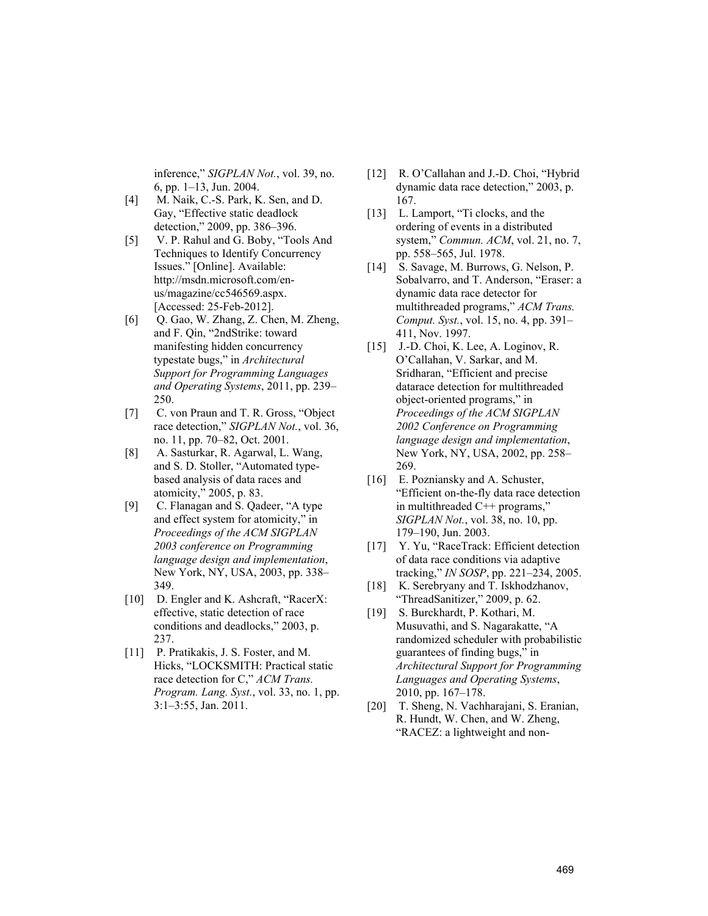inference," *SIGPLAN Not.*, vol. 39, no. 6, pp. 1–13, Jun. 2004.

[4] M. Naik, C.-S. Park, K. Sen, and D. Gay, "Effective static deadlock detection," 2009, pp. 386–396.

[5] V. P. Rahul and G. Boby, "Tools And Techniques to Identify Concurrency Issues." [Online]. Available: http://msdn.microsoft.com/en-us/magazine/cc546569.aspx. [Accessed: 25-Feb-2012].

[6] Q. Gao, W. Zhang, Z. Chen, M. Zheng, and F. Qin, "2ndStrike: toward manifesting hidden concurrency typestate bugs," in *Architectural Support for Programming Languages and Operating Systems*, 2011, pp. 239–250.

[7] C. von Praun and T. R. Gross, "Object race detection," *SIGPLAN Not.*, vol. 36, no. 11, pp. 70–82, Oct. 2001.

[8] A. Sasturkar, R. Agarwal, L. Wang, and S. D. Stoller, "Automated type-based analysis of data races and atomicity," 2005, p. 83.

[9] C. Flanagan and S. Qadeer, "A type and effect system for atomicity," in *Proceedings of the ACM SIGPLAN 2003 conference on Programming language design and implementation*, New York, NY, USA, 2003, pp. 338–349.

[10] D. Engler and K. Ashcraft, "RacerX: effective, static detection of race conditions and deadlocks," 2003, p. 237.

[11] P. Pratikakis, J. S. Foster, and M. Hicks, "LOCKSMITH: Practical static race detection for C," *ACM Trans. Program. Lang. Syst.*, vol. 33, no. 1, pp. 3:1–3:55, Jan. 2011.

[12] R. O'Callahan and J.-D. Choi, "Hybrid dynamic data race detection," 2003, p. 167.

[13] L. Lamport, "Ti clocks, and the ordering of events in a distributed system," *Commun. ACM*, vol. 21, no. 7, pp. 558–565, Jul. 1978.

[14] S. Savage, M. Burrows, G. Nelson, P. Sobalvarro, and T. Anderson, "Eraser: a dynamic data race detector for multithreaded programs," *ACM Trans. Comput. Syst.*, vol. 15, no. 4, pp. 391–411, Nov. 1997.

[15] J.-D. Choi, K. Lee, A. Loginov, R. O'Callahan, V. Sarkar, and M. Sridharan, "Efficient and precise datarace detection for multithreaded object-oriented programs," in *Proceedings of the ACM SIGPLAN 2002 Conference on Programming language design and implementation*, New York, NY, USA, 2002, pp. 258–269.

[16] E. Pozniansky and A. Schuster, "Efficient on-the-fly data race detection in multithreaded C++ programs," *SIGPLAN Not.*, vol. 38, no. 10, pp. 179–190, Jun. 2003.

[17] Y. Yu, "RaceTrack: Efficient detection of data race conditions via adaptive tracking," *IN SOSP*, pp. 221–234, 2005.

[18] K. Serebryany and T. Iskhodzhanov, "ThreadSanitizer," 2009, p. 62.

[19] S. Burckhardt, P. Kothari, M. Musuvathi, and S. Nagarakatte, "A randomized scheduler with probabilistic guarantees of finding bugs," in *Architectural Support for Programming Languages and Operating Systems*, 2010, pp. 167–178.

[20] T. Sheng, N. Vachharajani, S. Eranian, R. Hundt, W. Chen, and W. Zheng, "RACEZ: a lightweight and non-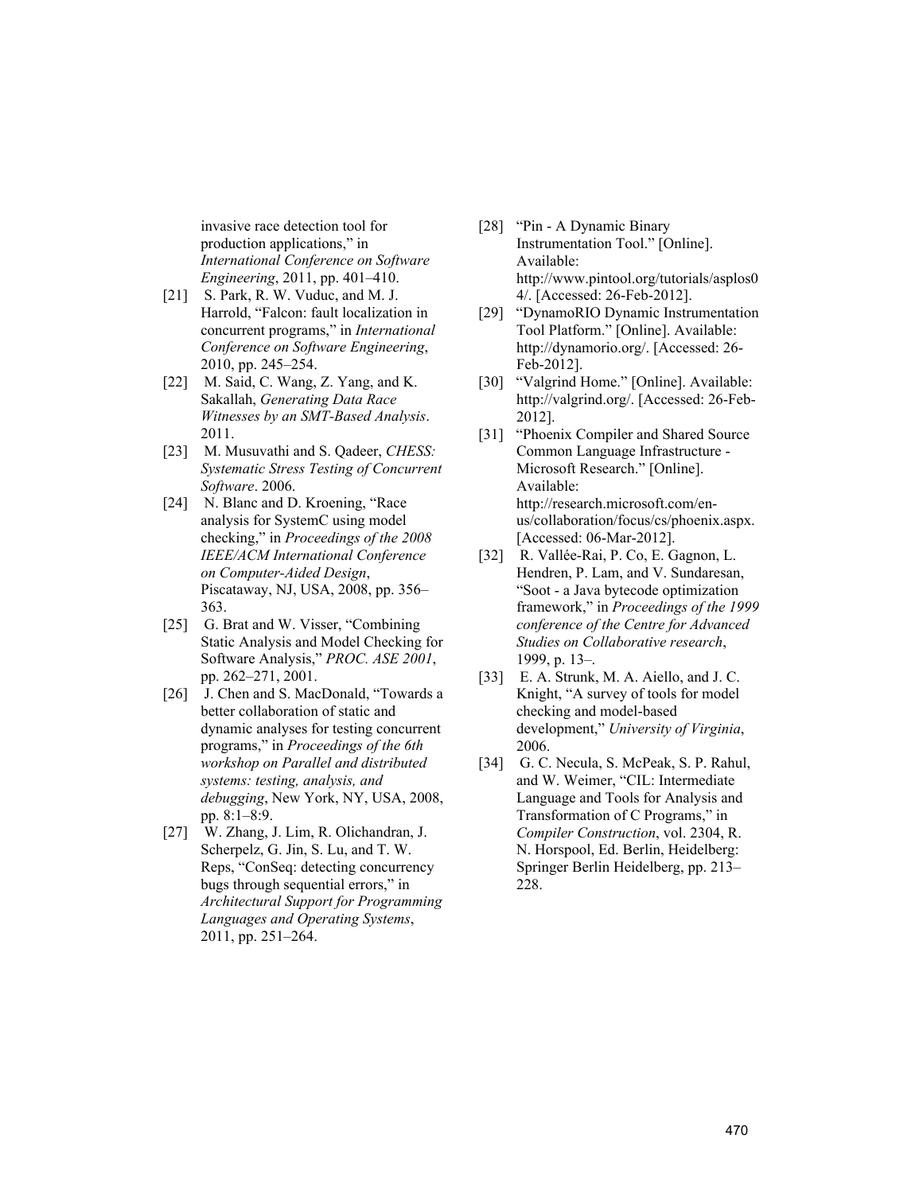invasive race detection tool for production applications," in *International Conference on Software Engineering*, 2011, pp. 401–410.

[21] S. Park, R. W. Vuduc, and M. J. Harrold, "Falcon: fault localization in concurrent programs," in *International Conference on Software Engineering*, 2010, pp. 245–254.

[22] M. Said, C. Wang, Z. Yang, and K. Sakallah, *Generating Data Race Witnesses by an SMT-Based Analysis*. 2011.

[23] M. Musuvathi and S. Qadeer, *CHESS: Systematic Stress Testing of Concurrent Software*. 2006.

[24] N. Blanc and D. Kroening, "Race analysis for SystemC using model checking," in *Proceedings of the 2008 IEEE/ACM International Conference on Computer-Aided Design*, Piscataway, NJ, USA, 2008, pp. 356–363.

[25] G. Brat and W. Visser, "Combining Static Analysis and Model Checking for Software Analysis," *PROC. ASE 2001*, pp. 262–271, 2001.

[26] J. Chen and S. MacDonald, "Towards a better collaboration of static and dynamic analyses for testing concurrent programs," in *Proceedings of the 6th workshop on Parallel and distributed systems: testing, analysis, and debugging*, New York, NY, USA, 2008, pp. 8:1–8:9.

[27] W. Zhang, J. Lim, R. Olichandran, J. Scherpelz, G. Jin, S. Lu, and T. W. Reps, "ConSeq: detecting concurrency bugs through sequential errors," in *Architectural Support for Programming Languages and Operating Systems*, 2011, pp. 251–264.

[28] "Pin - A Dynamic Binary Instrumentation Tool." [Online]. Available: http://www.pintool.org/tutorials/asplos04/. [Accessed: 26-Feb-2012].

[29] "DynamoRIO Dynamic Instrumentation Tool Platform." [Online]. Available: http://dynamorio.org/. [Accessed: 26-Feb-2012].

[30] "Valgrind Home." [Online]. Available: http://valgrind.org/. [Accessed: 26-Feb-2012].

[31] "Phoenix Compiler and Shared Source Common Language Infrastructure - Microsoft Research." [Online]. Available: http://research.microsoft.com/en-us/collaboration/focus/cs/phoenix.aspx. [Accessed: 06-Mar-2012].

[32] R. Vallée-Rai, P. Co, E. Gagnon, L. Hendren, P. Lam, and V. Sundaresan, "Soot - a Java bytecode optimization framework," in *Proceedings of the 1999 conference of the Centre for Advanced Studies on Collaborative research*, 1999, p. 13–.

[33] E. A. Strunk, M. A. Aiello, and J. C. Knight, "A survey of tools for model checking and model-based development," *University of Virginia*, 2006.

[34] G. C. Necula, S. McPeak, S. P. Rahul, and W. Weimer, "CIL: Intermediate Language and Tools for Analysis and Transformation of C Programs," in *Compiler Construction*, vol. 2304, R. N. Horspool, Ed. Berlin, Heidelberg: Springer Berlin Heidelberg, pp. 213–228.